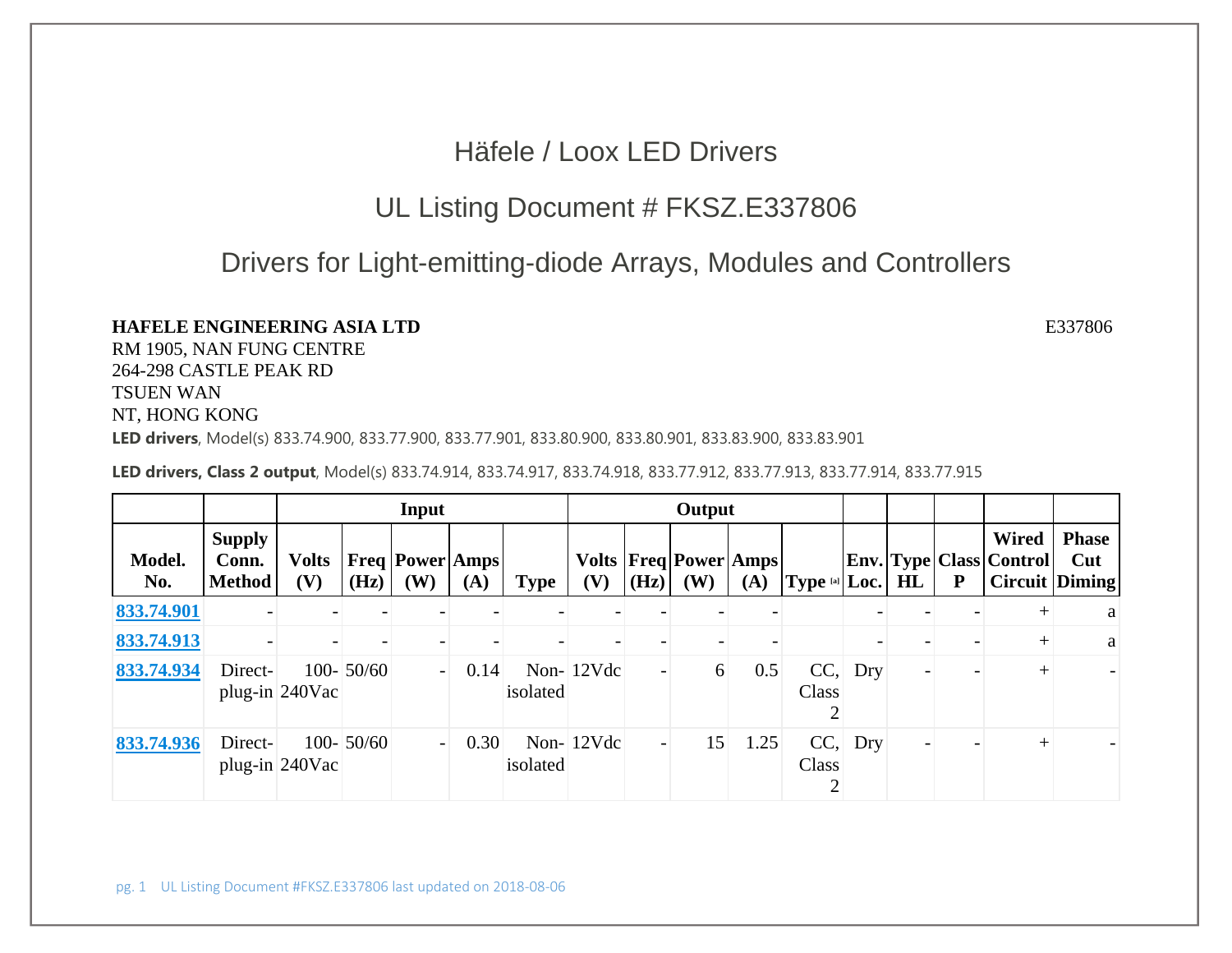# Häfele / Loox LED Drivers

## UL Listing Document # FKSZ.E337806

## Drivers for Light-emitting-diode Arrays, Modules and Controllers

**HAFELE ENGINEERING ASIA LTD** E337806
RM 1905, NAN FUNG CENTRE
264-298 CASTLE PEAK RD
TSUEN WAN
NT, HONG KONG

**LED drivers**, Model(s) 833.74.900, 833.77.900, 833.77.901, 833.80.900, 833.80.901, 833.83.900, 833.83.901

**LED drivers, Class 2 output**, Model(s) 833.74.914, 833.74.917, 833.74.918, 833.77.912, 833.77.913, 833.77.914, 833.77.915

| | | Input | | | | | Output | | | | | | | | | |
|---|---|---|---|---|---|---|---|---|---|---|---|---|---|---|---|---|
| **Model. No.** | **Supply Conn. Method** | **Volts (V)** | **Freq (Hz)** | **Power (W)** | **Amps (A)** | **Type** | **Volts (V)** | **Freq (Hz)** | **Power (W)** | **Amps (A)** | **Type** [a] | **Env. Loc.** | **Type HL** | **Class P** | **Wired Control Circuit** | **Phase Cut Diming** |
| 833.74.901 | - | - | - | - | - | - | - | - | - | - | | - | - | - | + | a |
| 833.74.913 | - | - | - | - | - | - | - | - | - | - | | - | - | - | + | a |
| 833.74.934 | Direct-plug-in | 100-240Vac | 50/60 | - | 0.14 | Non-isolated | 12Vdc | - | 6 | 0.5 | CC, Class 2 | Dry | - | - | + | - |
| 833.74.936 | Direct-plug-in | 100-240Vac | 50/60 | - | 0.30 | Non-isolated | 12Vdc | - | 15 | 1.25 | CC, Class 2 | Dry | - | - | + | - |

pg. 1 UL Listing Document #FKSZ.E337806 last updated on 2018-08-06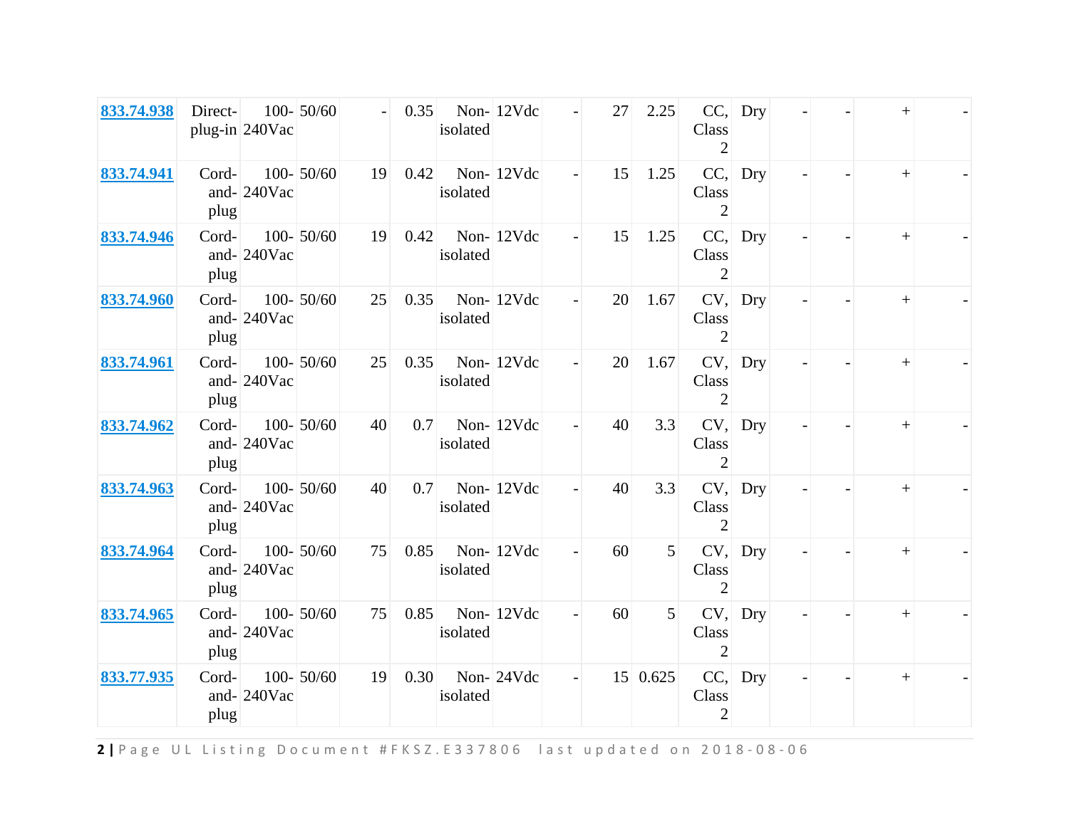| | | | | | | | | | | | | | | | | |
|---|---|---|---|---|---|---|---|---|---|---|---|---|---|---|---|---|
| 833.74.938 | Direct-plug-in | 100-240Vac | 50/60 | - | 0.35 | Non-isolated | 12Vdc | - | 27 | 2.25 | CC, Class 2 | Dry | - | - | + | - |
| 833.74.941 | Cord-and-plug | 100-240Vac | 50/60 | 19 | 0.42 | Non-isolated | 12Vdc | - | 15 | 1.25 | CC, Class 2 | Dry | - | - | + | - |
| 833.74.946 | Cord-and-plug | 100-240Vac | 50/60 | 19 | 0.42 | Non-isolated | 12Vdc | - | 15 | 1.25 | CC, Class 2 | Dry | - | - | + | - |
| 833.74.960 | Cord-and-plug | 100-240Vac | 50/60 | 25 | 0.35 | Non-isolated | 12Vdc | - | 20 | 1.67 | CV, Class 2 | Dry | - | - | + | - |
| 833.74.961 | Cord-and-plug | 100-240Vac | 50/60 | 25 | 0.35 | Non-isolated | 12Vdc | - | 20 | 1.67 | CV, Class 2 | Dry | - | - | + | - |
| 833.74.962 | Cord-and-plug | 100-240Vac | 50/60 | 40 | 0.7 | Non-isolated | 12Vdc | - | 40 | 3.3 | CV, Class 2 | Dry | - | - | + | - |
| 833.74.963 | Cord-and-plug | 100-240Vac | 50/60 | 40 | 0.7 | Non-isolated | 12Vdc | - | 40 | 3.3 | CV, Class 2 | Dry | - | - | + | - |
| 833.74.964 | Cord-and-plug | 100-240Vac | 50/60 | 75 | 0.85 | Non-isolated | 12Vdc | - | 60 | 5 | CV, Class 2 | Dry | - | - | + | - |
| 833.74.965 | Cord-and-plug | 100-240Vac | 50/60 | 75 | 0.85 | Non-isolated | 12Vdc | - | 60 | 5 | CV, Class 2 | Dry | - | - | + | - |
| 833.77.935 | Cord-and-plug | 100-240Vac | 50/60 | 19 | 0.30 | Non-isolated | 24Vdc | - | 15 | 0.625 | CC, Class 2 | Dry | - | - | + | - |

UL Listing Document #FKSZ.E337806 last updated on 2018-08-06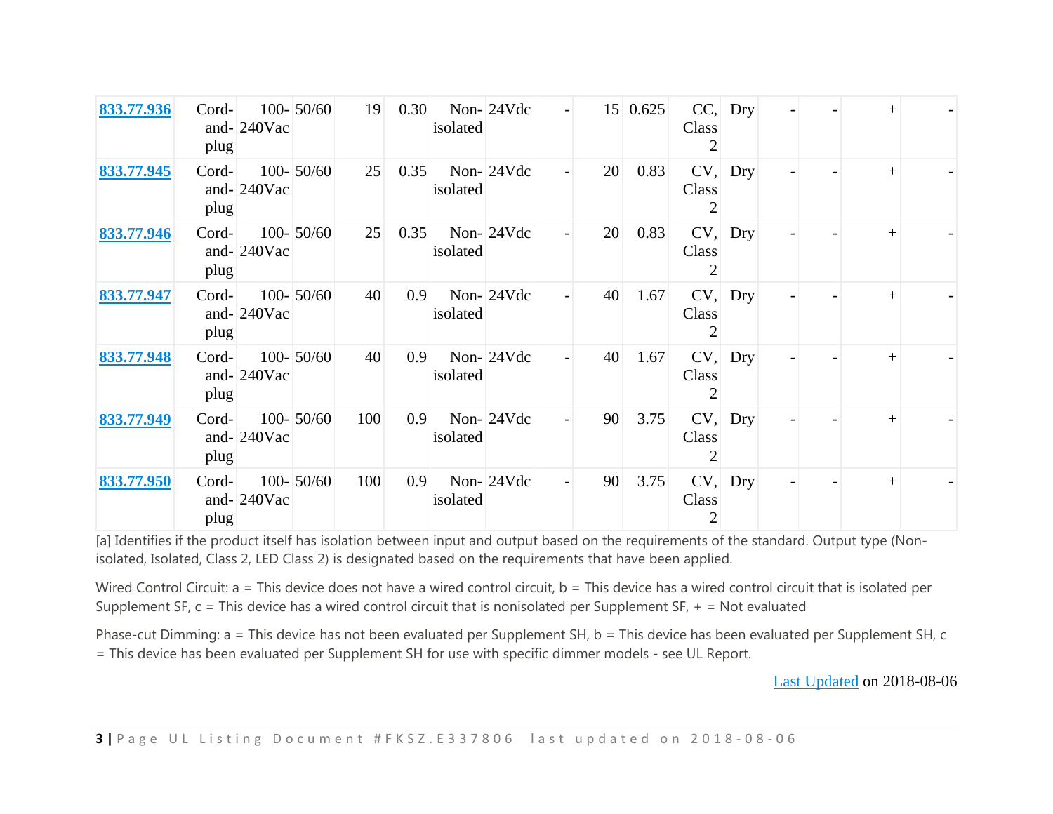| | | | | | | | | | | | | | | | | | |
|---|---|---|---|---|---|---|---|---|---|---|---|---|---|---|---|---|---|
| 833.77.936 | Cord-and-plug | 100-240Vac | 50/60 | 19 | 0.30 | Non-isolated | 24Vdc | - | 15 | 0.625 | CC, Class 2 | Dry | - | - | + | - |
| 833.77.945 | Cord-and-plug | 100-240Vac | 50/60 | 25 | 0.35 | Non-isolated | 24Vdc | - | 20 | 0.83 | CV, Class 2 | Dry | - | - | + | - |
| 833.77.946 | Cord-and-plug | 100-240Vac | 50/60 | 25 | 0.35 | Non-isolated | 24Vdc | - | 20 | 0.83 | CV, Class 2 | Dry | - | - | + | - |
| 833.77.947 | Cord-and-plug | 100-240Vac | 50/60 | 40 | 0.9 | Non-isolated | 24Vdc | - | 40 | 1.67 | CV, Class 2 | Dry | - | - | + | - |
| 833.77.948 | Cord-and-plug | 100-240Vac | 50/60 | 40 | 0.9 | Non-isolated | 24Vdc | - | 40 | 1.67 | CV, Class 2 | Dry | - | - | + | - |
| 833.77.949 | Cord-and-plug | 100-240Vac | 50/60 | 100 | 0.9 | Non-isolated | 24Vdc | - | 90 | 3.75 | CV, Class 2 | Dry | - | - | + | - |
| 833.77.950 | Cord-and-plug | 100-240Vac | 50/60 | 100 | 0.9 | Non-isolated | 24Vdc | - | 90 | 3.75 | CV, Class 2 | Dry | - | - | + | - |

[a] Identifies if the product itself has isolation between input and output based on the requirements of the standard. Output type (Non-isolated, Isolated, Class 2, LED Class 2) is designated based on the requirements that have been applied.

Wired Control Circuit: a = This device does not have a wired control circuit, b = This device has a wired control circuit that is isolated per Supplement SF, c = This device has a wired control circuit that is nonisolated per Supplement SF, + = Not evaluated

Phase-cut Dimming: a = This device has not been evaluated per Supplement SH, b = This device has been evaluated per Supplement SH, c = This device has been evaluated per Supplement SH for use with specific dimmer models - see UL Report.

Last Updated on 2018-08-06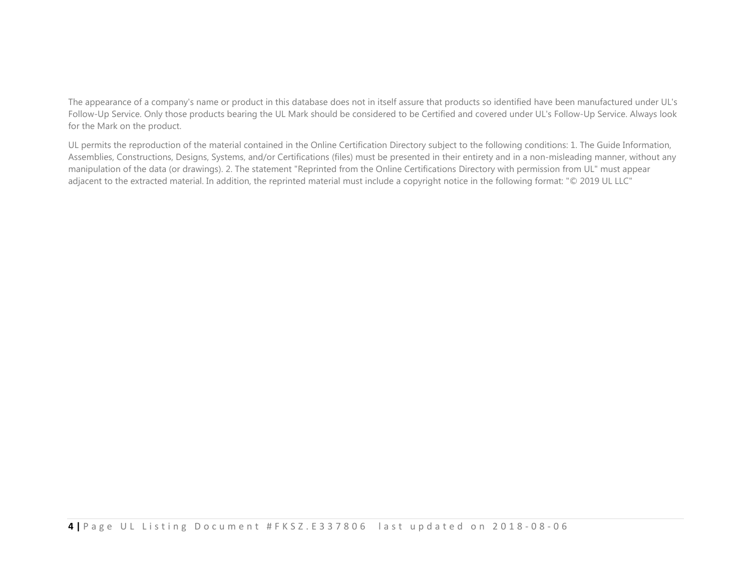The appearance of a company's name or product in this database does not in itself assure that products so identified have been manufactured under UL's Follow-Up Service. Only those products bearing the UL Mark should be considered to be Certified and covered under UL's Follow-Up Service. Always look for the Mark on the product.

UL permits the reproduction of the material contained in the Online Certification Directory subject to the following conditions: 1. The Guide Information, Assemblies, Constructions, Designs, Systems, and/or Certifications (files) must be presented in their entirety and in a non-misleading manner, without any manipulation of the data (or drawings). 2. The statement "Reprinted from the Online Certifications Directory with permission from UL" must appear adjacent to the extracted material. In addition, the reprinted material must include a copyright notice in the following format: "© 2019 UL LLC"